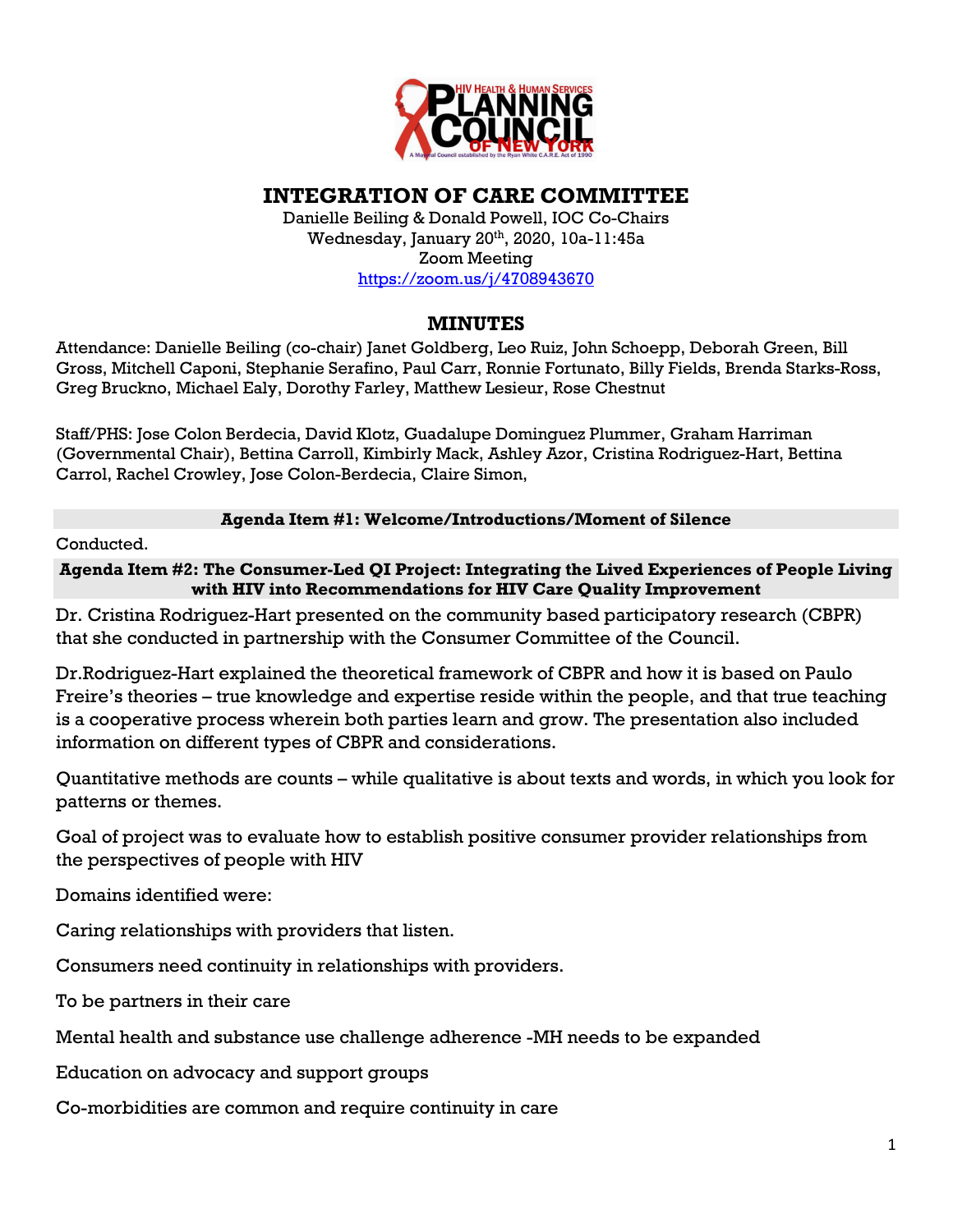# INTEGRATION OF CARE COMMITTEE

Danielle Beiling & Donald Powell, IOC Co-Chairs
Wednesday, January 20th, 2020, 10a-11:45a
Zoom Meeting
https://zoom.us/j/4708943670

## MINUTES

Attendance: Danielle Beiling (co-chair) Janet Goldberg, Leo Ruiz, John Schoepp, Deborah Green, Bill Gross, Mitchell Caponi, Stephanie Serafino, Paul Carr, Ronnie Fortunato, Billy Fields, Brenda Starks-Ross, Greg Bruckno, Michael Ealy, Dorothy Farley, Matthew Lesieur, Rose Chestnut

Staff/PHS: Jose Colon Berdecia, David Klotz, Guadalupe Dominguez Plummer, Graham Harriman (Governmental Chair), Bettina Carroll, Kimbirly Mack, Ashley Azor, Cristina Rodriguez-Hart, Bettina Carrol, Rachel Crowley, Jose Colon-Berdecia, Claire Simon,

**Agenda Item #1: Welcome/Introductions/Moment of Silence**

Conducted.

**Agenda Item #2: The Consumer-Led QI Project: Integrating the Lived Experiences of People Living with HIV into Recommendations for HIV Care Quality Improvement**

Dr. Cristina Rodriguez-Hart presented on the community based participatory research (CBPR) that she conducted in partnership with the Consumer Committee of the Council.

Dr.Rodriguez-Hart explained the theoretical framework of CBPR and how it is based on Paulo Freire's theories – true knowledge and expertise reside within the people, and that true teaching is a cooperative process wherein both parties learn and grow. The presentation also included information on different types of CBPR and considerations.

Quantitative methods are counts – while qualitative is about texts and words, in which you look for patterns or themes.

Goal of project was to evaluate how to establish positive consumer provider relationships from the perspectives of people with HIV

Domains identified were:

Caring relationships with providers that listen.

Consumers need continuity in relationships with providers.

To be partners in their care

Mental health and substance use challenge adherence -MH needs to be expanded

Education on advocacy and support groups

Co-morbidities are common and require continuity in care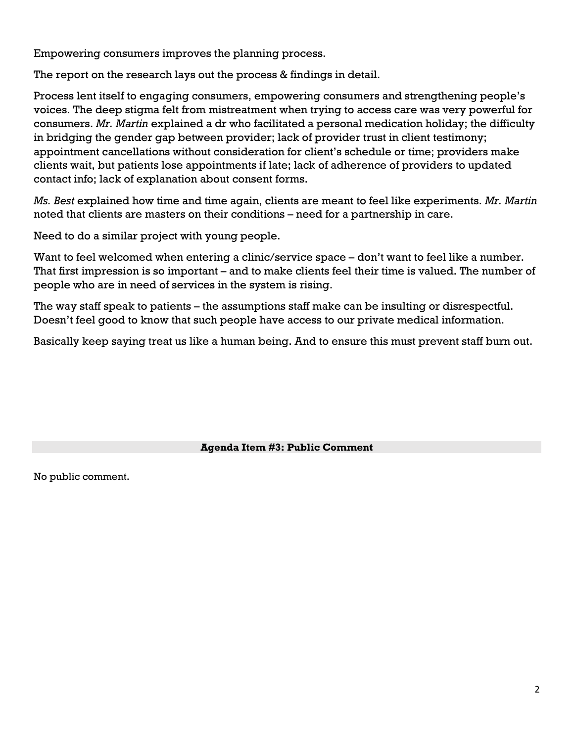Empowering consumers improves the planning process.

The report on the research lays out the process & findings in detail.

Process lent itself to engaging consumers, empowering consumers and strengthening people's voices. The deep stigma felt from mistreatment when trying to access care was very powerful for consumers. *Mr. Martin* explained a dr who facilitated a personal medication holiday; the difficulty in bridging the gender gap between provider; lack of provider trust in client testimony; appointment cancellations without consideration for client's schedule or time; providers make clients wait, but patients lose appointments if late; lack of adherence of providers to updated contact info; lack of explanation about consent forms.

*Ms. Best* explained how time and time again, clients are meant to feel like experiments. *Mr. Martin* noted that clients are masters on their conditions – need for a partnership in care.

Need to do a similar project with young people.

Want to feel welcomed when entering a clinic/service space – don't want to feel like a number. That first impression is so important – and to make clients feel their time is valued. The number of people who are in need of services in the system is rising.

The way staff speak to patients – the assumptions staff make can be insulting or disrespectful. Doesn't feel good to know that such people have access to our private medical information.

Basically keep saying treat us like a human being. And to ensure this must prevent staff burn out.

**Agenda Item #3: Public Comment**

No public comment.